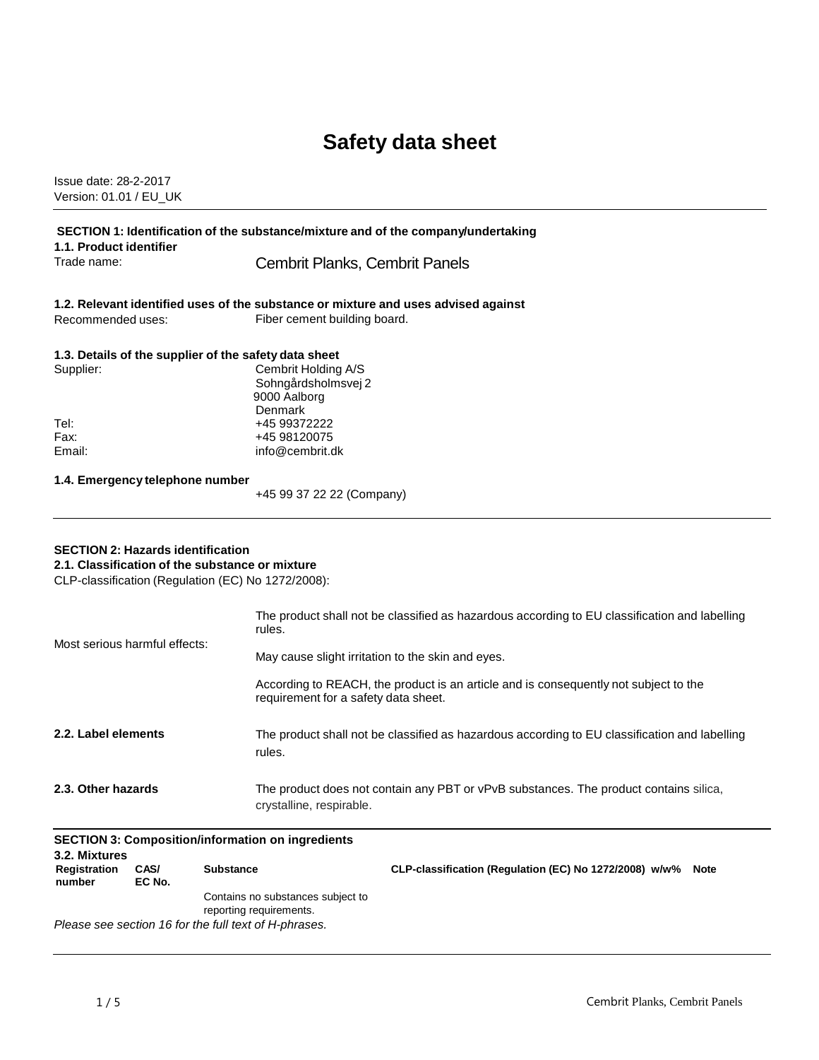# Safety data sheet

Issue date: 28-2-2017
Version: 01.01 / EU_UK

## SECTION 1: Identification of the substance/mixture and of the company/undertaking

### 1.1. Product identifier

Trade name: Cembrit Planks, Cembrit Panels

### 1.2. Relevant identified uses of the substance or mixture and uses advised against

Recommended uses: Fiber cement building board.

### 1.3. Details of the supplier of the safety data sheet

Supplier: Cembrit Holding A/S
Sohngårdsholmsvej 2
9000 Aalborg
Denmark

Tel: +45 99372222
Fax: +45 98120075
Email: info@cembrit.dk

### 1.4. Emergency telephone number

+45 99 37 22 22 (Company)

## SECTION 2: Hazards identification

### 2.1. Classification of the substance or mixture

CLP-classification (Regulation (EC) No 1272/2008):

The product shall not be classified as hazardous according to EU classification and labelling rules.

Most serious harmful effects: May cause slight irritation to the skin and eyes.

According to REACH, the product is an article and is consequently not subject to the requirement for a safety data sheet.

### 2.2. Label elements

The product shall not be classified as hazardous according to EU classification and labelling rules.

### 2.3. Other hazards

The product does not contain any PBT or vPvB substances. The product contains silica, crystalline, respirable.

## SECTION 3: Composition/information on ingredients

### 3.2. Mixtures

| Registration number | CAS/ EC No. | Substance | CLP-classification (Regulation (EC) No 1272/2008) | w/w% | Note |
|---|---|---|---|---|---|
| | | Contains no substances subject to reporting requirements. | | | |

*Please see section 16 for the full text of H-phrases.*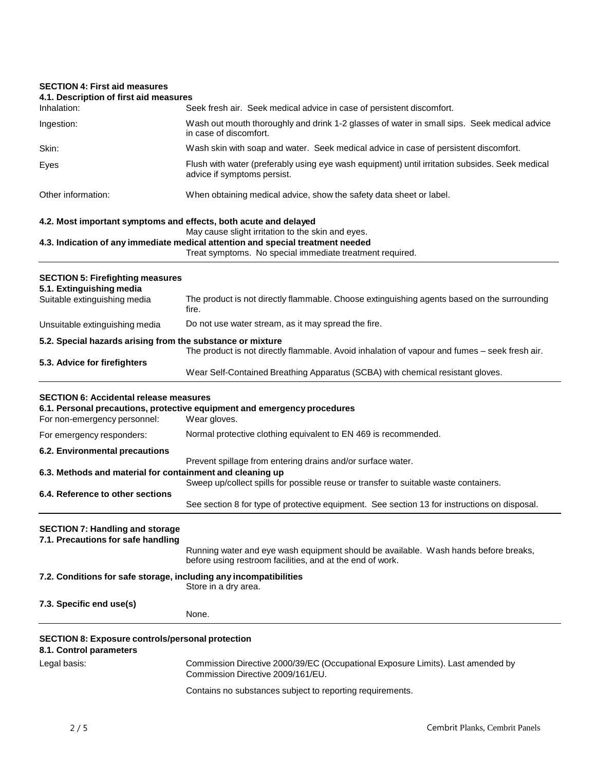## SECTION 4: First aid measures

### 4.1. Description of first aid measures

| | |
|---|---|
| Inhalation: | Seek fresh air. Seek medical advice in case of persistent discomfort. |
| Ingestion: | Wash out mouth thoroughly and drink 1-2 glasses of water in small sips. Seek medical advice in case of discomfort. |
| Skin: | Wash skin with soap and water. Seek medical advice in case of persistent discomfort. |
| Eyes | Flush with water (preferably using eye wash equipment) until irritation subsides. Seek medical advice if symptoms persist. |
| Other information: | When obtaining medical advice, show the safety data sheet or label. |

### 4.2. Most important symptoms and effects, both acute and delayed

May cause slight irritation to the skin and eyes.

### 4.3. Indication of any immediate medical attention and special treatment needed

Treat symptoms. No special immediate treatment required.

## SECTION 5: Firefighting measures

### 5.1. Extinguishing media

| | |
|---|---|
| Suitable extinguishing media | The product is not directly flammable. Choose extinguishing agents based on the surrounding fire. |
| Unsuitable extinguishing media | Do not use water stream, as it may spread the fire. |

### 5.2. Special hazards arising from the substance or mixture

The product is not directly flammable. Avoid inhalation of vapour and fumes – seek fresh air.

### 5.3. Advice for firefighters

Wear Self-Contained Breathing Apparatus (SCBA) with chemical resistant gloves.

## SECTION 6: Accidental release measures

### 6.1. Personal precautions, protective equipment and emergency procedures

| | |
|---|---|
| For non-emergency personnel: | Wear gloves. |
| For emergency responders: | Normal protective clothing equivalent to EN 469 is recommended. |

### 6.2. Environmental precautions

Prevent spillage from entering drains and/or surface water.

### 6.3. Methods and material for containment and cleaning up

Sweep up/collect spills for possible reuse or transfer to suitable waste containers.

### 6.4. Reference to other sections

See section 8 for type of protective equipment. See section 13 for instructions on disposal.

## SECTION 7: Handling and storage

### 7.1. Precautions for safe handling

Running water and eye wash equipment should be available. Wash hands before breaks, before using restroom facilities, and at the end of work.

### 7.2. Conditions for safe storage, including any incompatibilities

Store in a dry area.

### 7.3. Specific end use(s)

None.

## SECTION 8: Exposure controls/personal protection

### 8.1. Control parameters

| | |
|---|---|
| Legal basis: | Commission Directive 2000/39/EC (Occupational Exposure Limits). Last amended by Commission Directive 2009/161/EU. |
| | Contains no substances subject to reporting requirements. |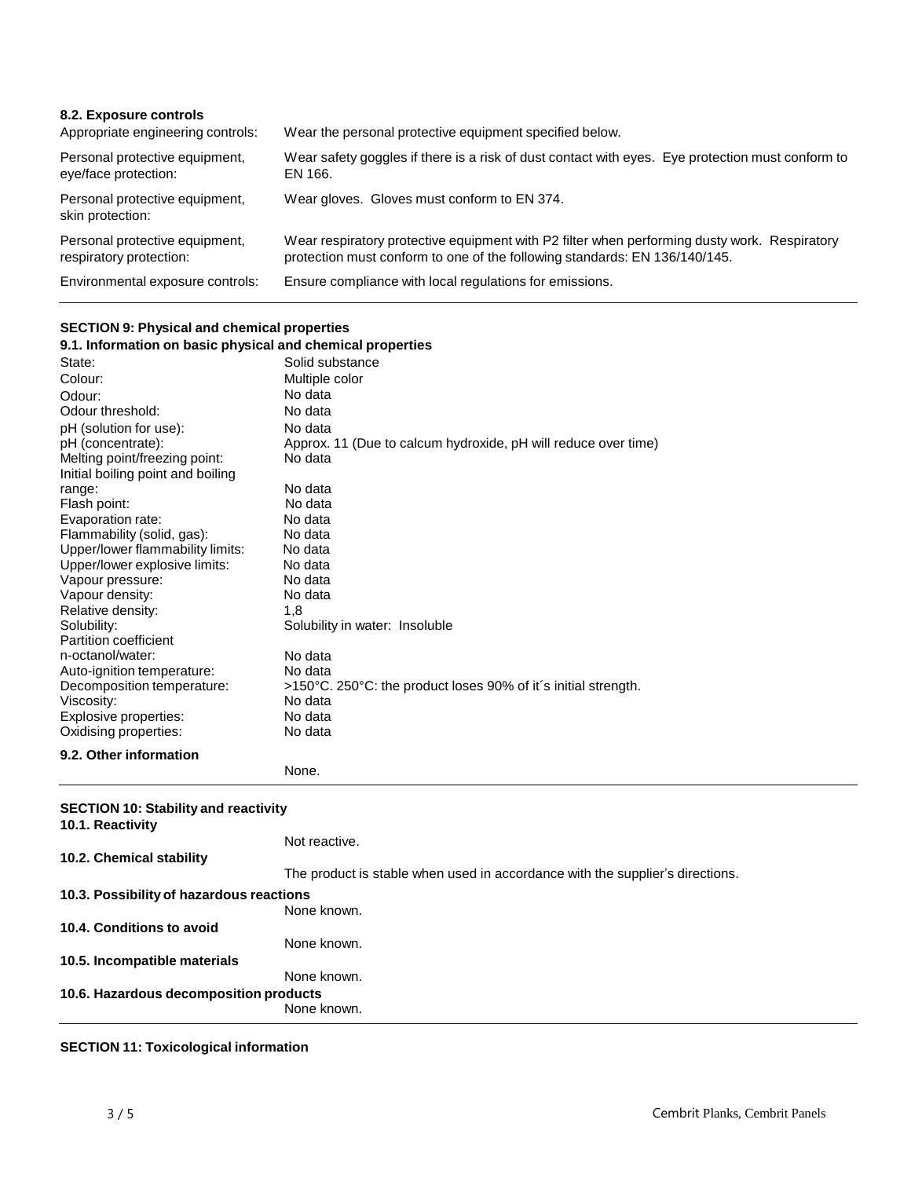### 8.2. Exposure controls

| | |
|---|---|
| Appropriate engineering controls: | Wear the personal protective equipment specified below. |
| Personal protective equipment, eye/face protection: | Wear safety goggles if there is a risk of dust contact with eyes. Eye protection must conform to EN 166. |
| Personal protective equipment, skin protection: | Wear gloves. Gloves must conform to EN 374. |
| Personal protective equipment, respiratory protection: | Wear respiratory protective equipment with P2 filter when performing dusty work. Respiratory protection must conform to one of the following standards: EN 136/140/145. |
| Environmental exposure controls: | Ensure compliance with local regulations for emissions. |

## SECTION 9: Physical and chemical properties

### 9.1. Information on basic physical and chemical properties

| | |
|---|---|
| State: | Solid substance |
| Colour: | Multiple color |
| Odour: | No data |
| Odour threshold: | No data |
| pH (solution for use): | No data |
| pH (concentrate): | Approx. 11 (Due to calcum hydroxide, pH will reduce over time) |
| Melting point/freezing point: | No data |
| Initial boiling point and boiling range: | No data |
| Flash point: | No data |
| Evaporation rate: | No data |
| Flammability (solid, gas): | No data |
| Upper/lower flammability limits: | No data |
| Upper/lower explosive limits: | No data |
| Vapour pressure: | No data |
| Vapour density: | No data |
| Relative density: | 1,8 |
| Solubility: | Solubility in water: Insoluble |
| Partition coefficient n-octanol/water: | No data |
| Auto-ignition temperature: | No data |
| Decomposition temperature: | >150°C. 250°C: the product loses 90% of it´s initial strength. |
| Viscosity: | No data |
| Explosive properties: | No data |
| Oxidising properties: | No data |

### 9.2. Other information

None.

## SECTION 10: Stability and reactivity

### 10.1. Reactivity

Not reactive.

### 10.2. Chemical stability

The product is stable when used in accordance with the supplier's directions.

### 10.3. Possibility of hazardous reactions

None known.

### 10.4. Conditions to avoid

None known.

### 10.5. Incompatible materials

None known.

### 10.6. Hazardous decomposition products

None known.

## SECTION 11: Toxicological information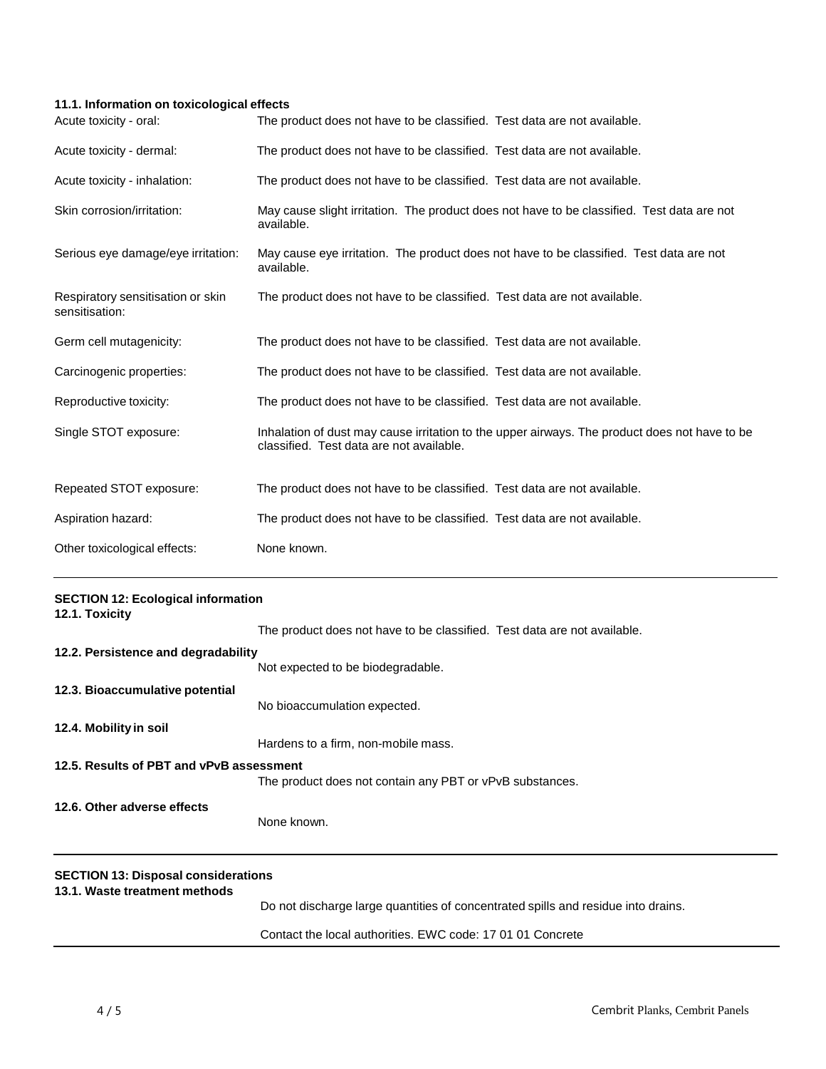### 11.1. Information on toxicological effects

| | |
|---|---|
| Acute toxicity - oral: | The product does not have to be classified. Test data are not available. |
| Acute toxicity - dermal: | The product does not have to be classified. Test data are not available. |
| Acute toxicity - inhalation: | The product does not have to be classified. Test data are not available. |
| Skin corrosion/irritation: | May cause slight irritation. The product does not have to be classified. Test data are not available. |
| Serious eye damage/eye irritation: | May cause eye irritation. The product does not have to be classified. Test data are not available. |
| Respiratory sensitisation or skin sensitisation: | The product does not have to be classified. Test data are not available. |
| Germ cell mutagenicity: | The product does not have to be classified. Test data are not available. |
| Carcinogenic properties: | The product does not have to be classified. Test data are not available. |
| Reproductive toxicity: | The product does not have to be classified. Test data are not available. |
| Single STOT exposure: | Inhalation of dust may cause irritation to the upper airways. The product does not have to be classified. Test data are not available. |
| Repeated STOT exposure: | The product does not have to be classified. Test data are not available. |
| Aspiration hazard: | The product does not have to be classified. Test data are not available. |
| Other toxicological effects: | None known. |

## SECTION 12: Ecological information

### 12.1. Toxicity

The product does not have to be classified. Test data are not available.

### 12.2. Persistence and degradability

Not expected to be biodegradable.

### 12.3. Bioaccumulative potential

No bioaccumulation expected.

### 12.4. Mobility in soil

Hardens to a firm, non-mobile mass.

### 12.5. Results of PBT and vPvB assessment

The product does not contain any PBT or vPvB substances.

### 12.6. Other adverse effects

None known.

## SECTION 13: Disposal considerations

### 13.1. Waste treatment methods

Do not discharge large quantities of concentrated spills and residue into drains.

Contact the local authorities. EWC code: 17 01 01 Concrete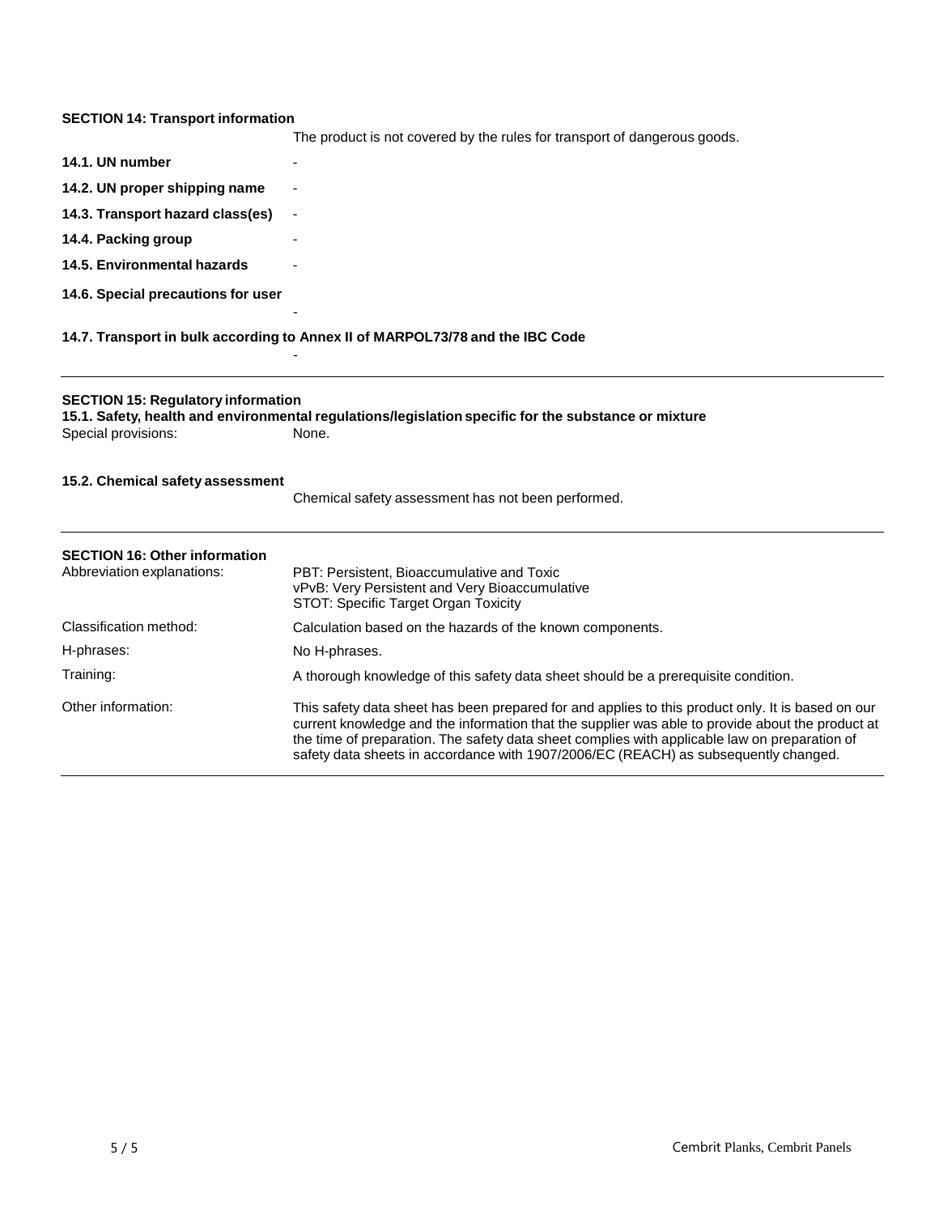## SECTION 14: Transport information

The product is not covered by the rules for transport of dangerous goods.

| | |
|---|---|
| **14.1. UN number** | - |
| **14.2. UN proper shipping name** | - |
| **14.3. Transport hazard class(es)** | - |
| **14.4. Packing group** | - |
| **14.5. Environmental hazards** | - |
| **14.6. Special precautions for user** | - |

**14.7. Transport in bulk according to Annex II of MARPOL73/78 and the IBC Code**

-

## SECTION 15: Regulatory information

**15.1. Safety, health and environmental regulations/legislation specific for the substance or mixture**

Special provisions: None.

**15.2. Chemical safety assessment**

Chemical safety assessment has not been performed.

## SECTION 16: Other information

| | |
|---|---|
| Abbreviation explanations: | PBT: Persistent, Bioaccumulative and Toxic<br>vPvB: Very Persistent and Very Bioaccumulative<br>STOT: Specific Target Organ Toxicity |
| Classification method: | Calculation based on the hazards of the known components. |
| H-phrases: | No H-phrases. |
| Training: | A thorough knowledge of this safety data sheet should be a prerequisite condition. |
| Other information: | This safety data sheet has been prepared for and applies to this product only. It is based on our current knowledge and the information that the supplier was able to provide about the product at the time of preparation. The safety data sheet complies with applicable law on preparation of safety data sheets in accordance with 1907/2006/EC (REACH) as subsequently changed. |